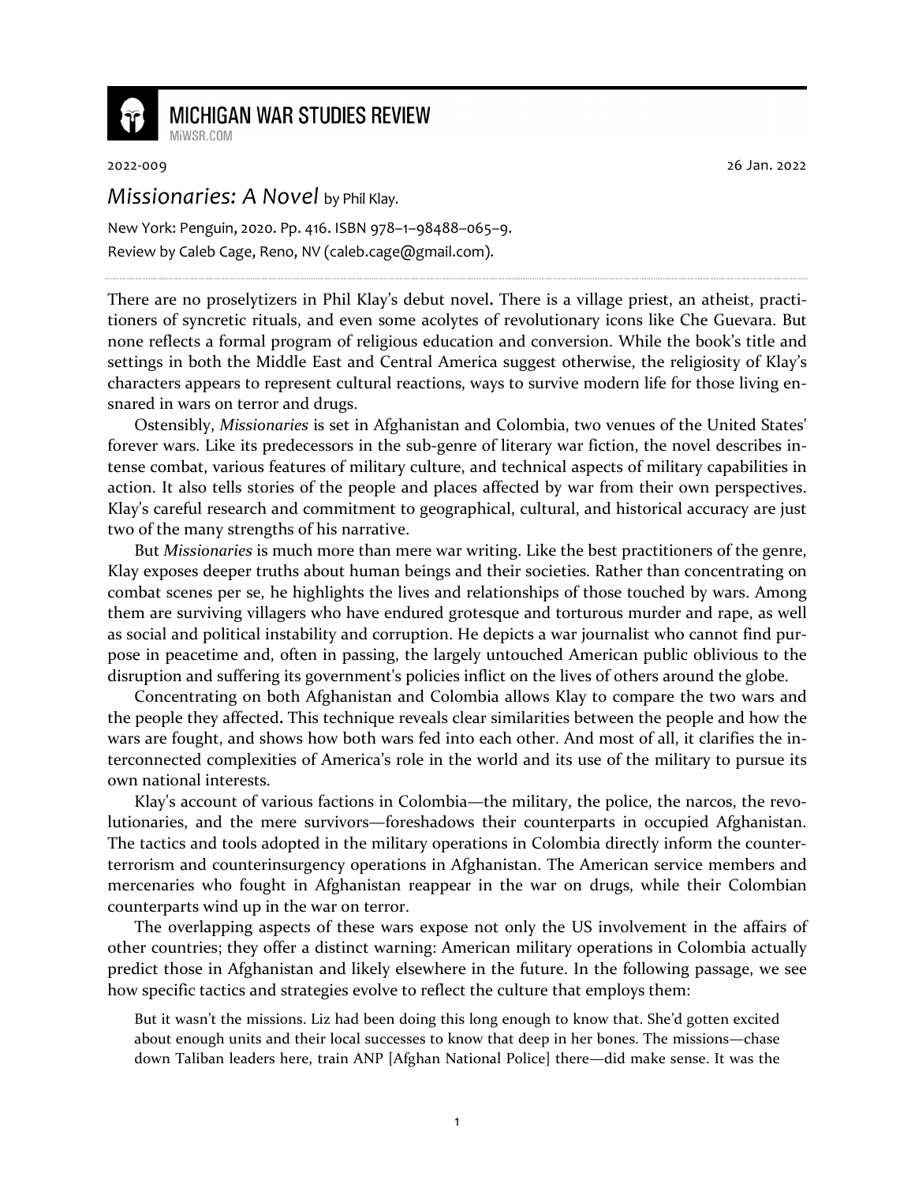MICHIGAN WAR STUDIES REVIEW
MiWSR.COM

2022-009 26 Jan. 2022

## *Missionaries: A Novel* by Phil Klay.

New York: Penguin, 2020. Pp. 416. ISBN 978–1–98488–065–9.
Review by Caleb Cage, Reno, NV (caleb.cage@gmail.com).

There are no proselytizers in Phil Klay's debut novel**.** There is a village priest, an atheist, practitioners of syncretic rituals, and even some acolytes of revolutionary icons like Che Guevara. But none reflects a formal program of religious education and conversion. While the book's title and settings in both the Middle East and Central America suggest otherwise, the religiosity of Klay's characters appears to represent cultural reactions, ways to survive modern life for those living ensnared in wars on terror and drugs.

Ostensibly, *Missionaries* is set in Afghanistan and Colombia, two venues of the United States' forever wars. Like its predecessors in the sub-genre of literary war fiction, the novel describes intense combat, various features of military culture, and technical aspects of military capabilities in action. It also tells stories of the people and places affected by war from their own perspectives. Klay's careful research and commitment to geographical, cultural, and historical accuracy are just two of the many strengths of his narrative.

But *Missionaries* is much more than mere war writing. Like the best practitioners of the genre, Klay exposes deeper truths about human beings and their societies. Rather than concentrating on combat scenes per se, he highlights the lives and relationships of those touched by wars. Among them are surviving villagers who have endured grotesque and torturous murder and rape, as well as social and political instability and corruption. He depicts a war journalist who cannot find purpose in peacetime and, often in passing, the largely untouched American public oblivious to the disruption and suffering its government's policies inflict on the lives of others around the globe.

Concentrating on both Afghanistan and Colombia allows Klay to compare the two wars and the people they affected**.** This technique reveals clear similarities between the people and how the wars are fought, and shows how both wars fed into each other. And most of all, it clarifies the interconnected complexities of America's role in the world and its use of the military to pursue its own national interests.

Klay's account of various factions in Colombia—the military, the police, the narcos, the revolutionaries, and the mere survivors—foreshadows their counterparts in occupied Afghanistan. The tactics and tools adopted in the military operations in Colombia directly inform the counterterrorism and counterinsurgency operations in Afghanistan. The American service members and mercenaries who fought in Afghanistan reappear in the war on drugs, while their Colombian counterparts wind up in the war on terror.

The overlapping aspects of these wars expose not only the US involvement in the affairs of other countries; they offer a distinct warning: American military operations in Colombia actually predict those in Afghanistan and likely elsewhere in the future. In the following passage, we see how specific tactics and strategies evolve to reflect the culture that employs them:

> But it wasn't the missions. Liz had been doing this long enough to know that. She'd gotten excited about enough units and their local successes to know that deep in her bones. The missions—chase down Taliban leaders here, train ANP [Afghan National Police] there—did make sense. It was the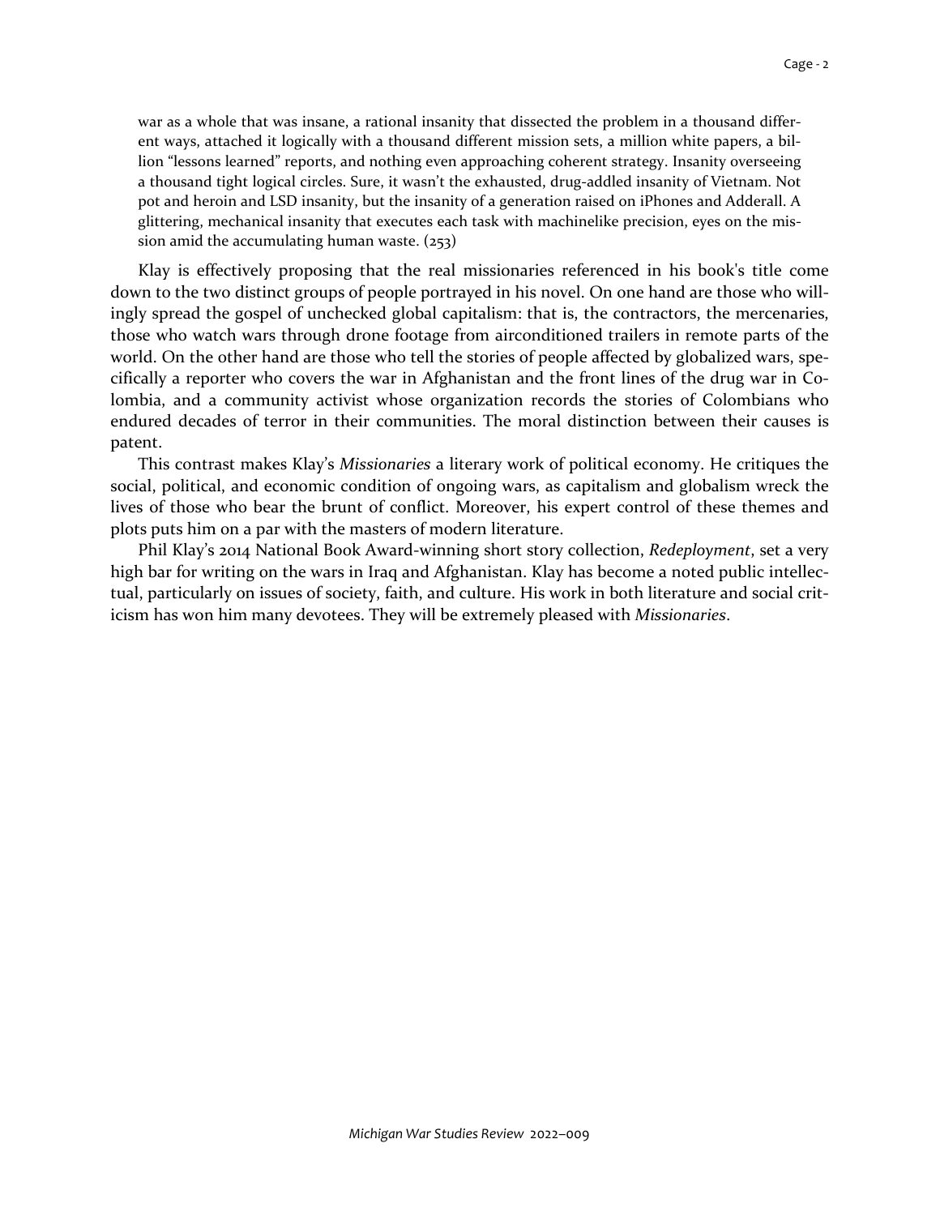> war as a whole that was insane, a rational insanity that dissected the problem in a thousand different ways, attached it logically with a thousand different mission sets, a million white papers, a billion "lessons learned" reports, and nothing even approaching coherent strategy. Insanity overseeing a thousand tight logical circles. Sure, it wasn't the exhausted, drug-addled insanity of Vietnam. Not pot and heroin and LSD insanity, but the insanity of a generation raised on iPhones and Adderall. A glittering, mechanical insanity that executes each task with machinelike precision, eyes on the mission amid the accumulating human waste. (253)

Klay is effectively proposing that the real missionaries referenced in his book's title come down to the two distinct groups of people portrayed in his novel. On one hand are those who willingly spread the gospel of unchecked global capitalism: that is, the contractors, the mercenaries, those who watch wars through drone footage from airconditioned trailers in remote parts of the world. On the other hand are those who tell the stories of people affected by globalized wars, specifically a reporter who covers the war in Afghanistan and the front lines of the drug war in Colombia, and a community activist whose organization records the stories of Colombians who endured decades of terror in their communities. The moral distinction between their causes is patent.

This contrast makes Klay's *Missionaries* a literary work of political economy. He critiques the social, political, and economic condition of ongoing wars, as capitalism and globalism wreck the lives of those who bear the brunt of conflict. Moreover, his expert control of these themes and plots puts him on a par with the masters of modern literature.

Phil Klay's 2014 National Book Award-winning short story collection, *Redeployment*, set a very high bar for writing on the wars in Iraq and Afghanistan. Klay has become a noted public intellectual, particularly on issues of society, faith, and culture. His work in both literature and social criticism has won him many devotees. They will be extremely pleased with *Missionaries*.